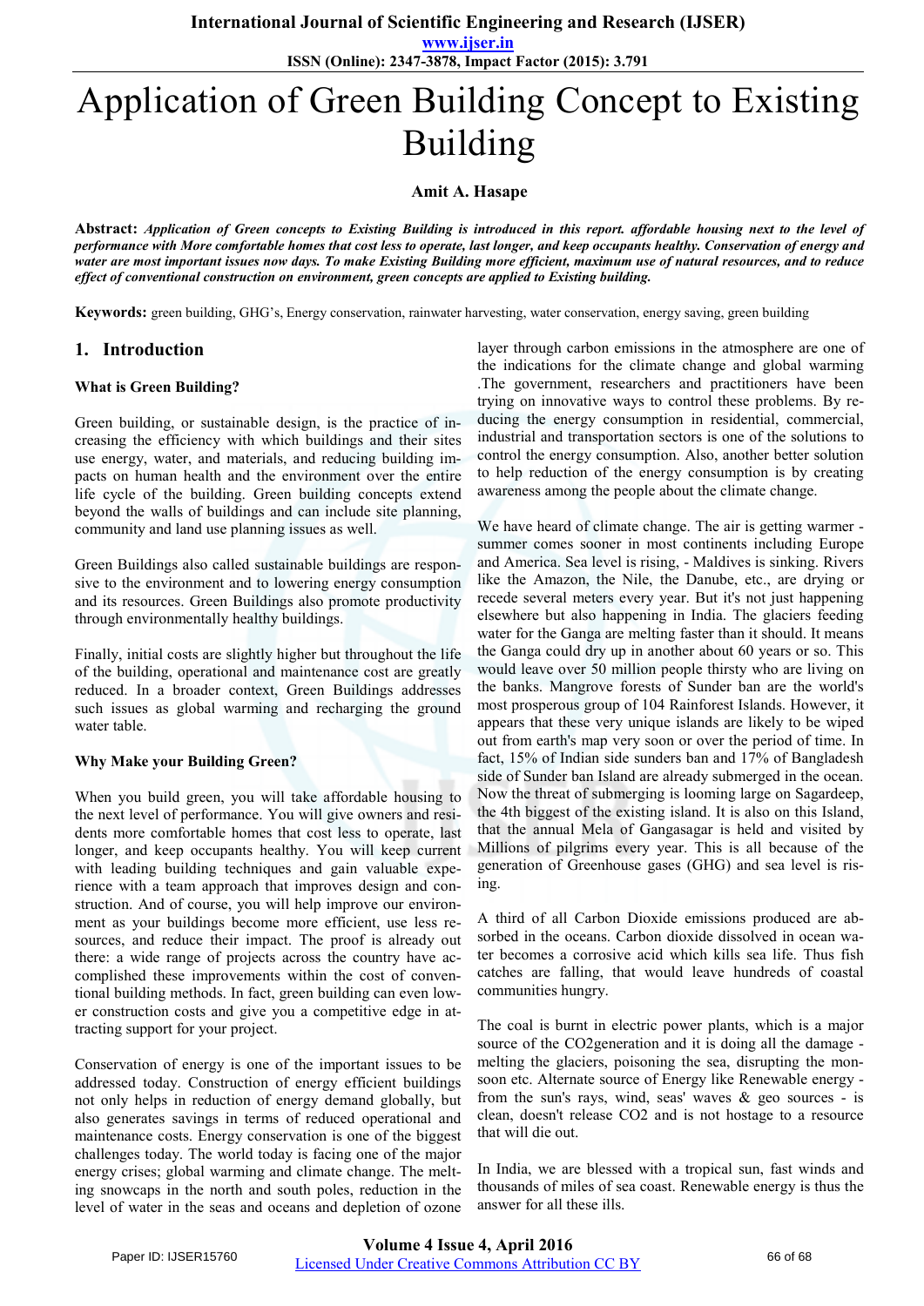# Application of Green Building Concept to Existing Building

**Amit A. Hasape**

**Abstract:** ***Application of Green concepts to Existing Building is introduced in this report. affordable housing next to the level of performance with More comfortable homes that cost less to operate, last longer, and keep occupants healthy. Conservation of energy and water are most important issues now days. To make Existing Building more efficient, maximum use of natural resources, and to reduce effect of conventional construction on environment, green concepts are applied to Existing building.***

**Keywords:** green building, GHG's, Energy conservation, rainwater harvesting, water conservation, energy saving, green building

## 1. Introduction

### What is Green Building?

Green building, or sustainable design, is the practice of increasing the efficiency with which buildings and their sites use energy, water, and materials, and reducing building impacts on human health and the environment over the entire life cycle of the building. Green building concepts extend beyond the walls of buildings and can include site planning, community and land use planning issues as well.

Green Buildings also called sustainable buildings are responsive to the environment and to lowering energy consumption and its resources. Green Buildings also promote productivity through environmentally healthy buildings.

Finally, initial costs are slightly higher but throughout the life of the building, operational and maintenance cost are greatly reduced. In a broader context, Green Buildings addresses such issues as global warming and recharging the ground water table.

### Why Make your Building Green?

When you build green, you will take affordable housing to the next level of performance. You will give owners and residents more comfortable homes that cost less to operate, last longer, and keep occupants healthy. You will keep current with leading building techniques and gain valuable experience with a team approach that improves design and construction. And of course, you will help improve our environment as your buildings become more efficient, use less resources, and reduce their impact. The proof is already out there: a wide range of projects across the country have accomplished these improvements within the cost of conventional building methods. In fact, green building can even lower construction costs and give you a competitive edge in attracting support for your project.

Conservation of energy is one of the important issues to be addressed today. Construction of energy efficient buildings not only helps in reduction of energy demand globally, but also generates savings in terms of reduced operational and maintenance costs. Energy conservation is one of the biggest challenges today. The world today is facing one of the major energy crises; global warming and climate change. The melting snowcaps in the north and south poles, reduction in the level of water in the seas and oceans and depletion of ozone layer through carbon emissions in the atmosphere are one of the indications for the climate change and global warming .The government, researchers and practitioners have been trying on innovative ways to control these problems. By reducing the energy consumption in residential, commercial, industrial and transportation sectors is one of the solutions to control the energy consumption. Also, another better solution to help reduction of the energy consumption is by creating awareness among the people about the climate change.

We have heard of climate change. The air is getting warmer - summer comes sooner in most continents including Europe and America. Sea level is rising, - Maldives is sinking. Rivers like the Amazon, the Nile, the Danube, etc., are drying or recede several meters every year. But it's not just happening elsewhere but also happening in India. The glaciers feeding water for the Ganga are melting faster than it should. It means the Ganga could dry up in another about 60 years or so. This would leave over 50 million people thirsty who are living on the banks. Mangrove forests of Sunder ban are the world's most prosperous group of 104 Rainforest Islands. However, it appears that these very unique islands are likely to be wiped out from earth's map very soon or over the period of time. In fact, 15% of Indian side sunders ban and 17% of Bangladesh side of Sunder ban Island are already submerged in the ocean. Now the threat of submerging is looming large on Sagardeep, the 4th biggest of the existing island. It is also on this Island, that the annual Mela of Gangasagar is held and visited by Millions of pilgrims every year. This is all because of the generation of Greenhouse gases (GHG) and sea level is rising.

A third of all Carbon Dioxide emissions produced are absorbed in the oceans. Carbon dioxide dissolved in ocean water becomes a corrosive acid which kills sea life. Thus fish catches are falling, that would leave hundreds of coastal communities hungry.

The coal is burnt in electric power plants, which is a major source of the $CO_2$generation and it is doing all the damage - melting the glaciers, poisoning the sea, disrupting the monsoon etc. Alternate source of Energy like Renewable energy - from the sun's rays, wind, seas' waves & geo sources - is clean, doesn't release CO2 and is not hostage to a resource that will die out.

In India, we are blessed with a tropical sun, fast winds and thousands of miles of sea coast. Renewable energy is thus the answer for all these ills.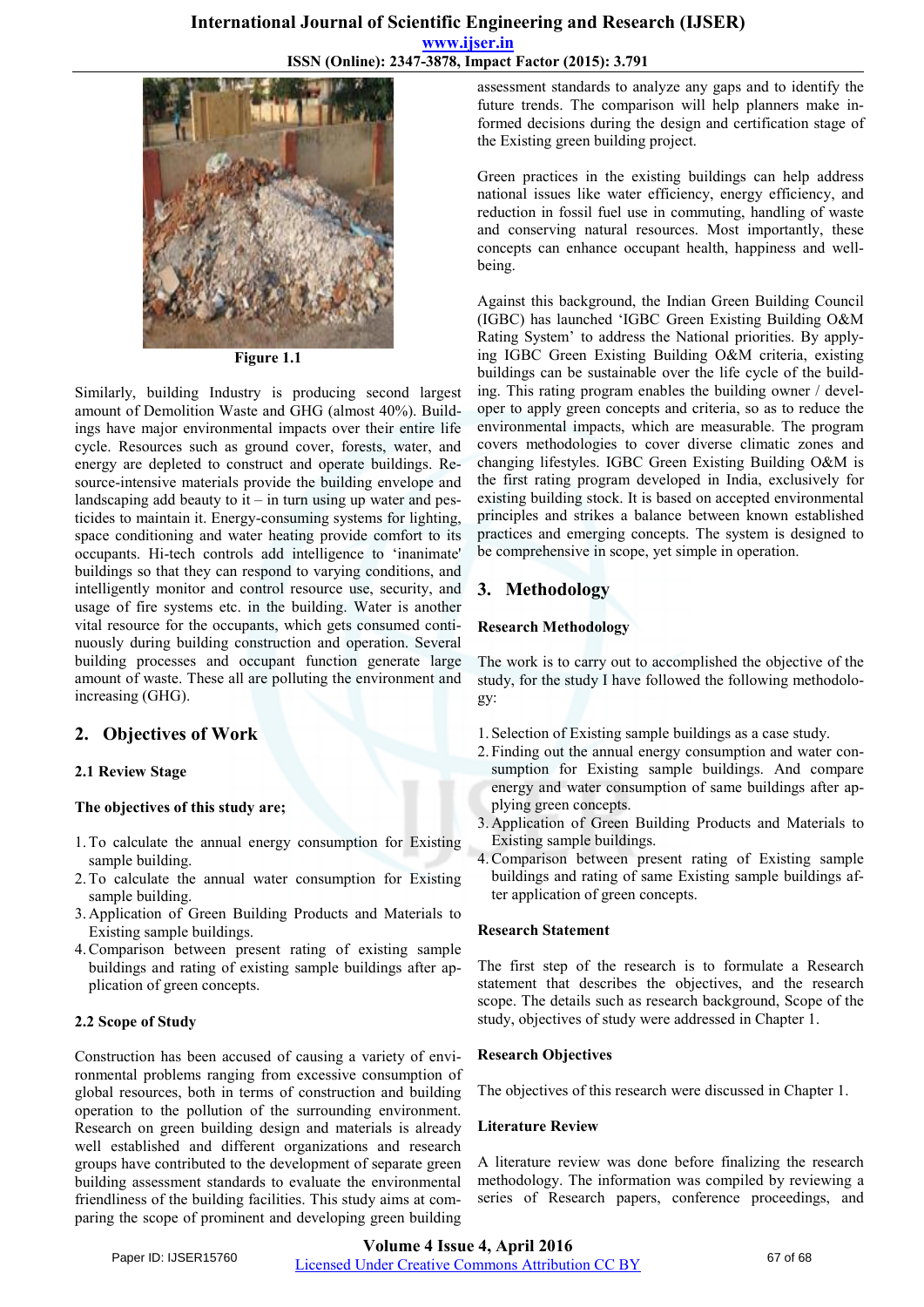Figure 1.1

Similarly, building Industry is producing second largest amount of Demolition Waste and GHG (almost 40%). Buildings have major environmental impacts over their entire life cycle. Resources such as ground cover, forests, water, and energy are depleted to construct and operate buildings. Resource-intensive materials provide the building envelope and landscaping add beauty to it – in turn using up water and pesticides to maintain it. Energy-consuming systems for lighting, space conditioning and water heating provide comfort to its occupants. Hi-tech controls add intelligence to 'inanimate' buildings so that they can respond to varying conditions, and intelligently monitor and control resource use, security, and usage of fire systems etc. in the building. Water is another vital resource for the occupants, which gets consumed continuously during building construction and operation. Several building processes and occupant function generate large amount of waste. These all are polluting the environment and increasing (GHG).

## 2. Objectives of Work

### 2.1 Review Stage

**The objectives of this study are;**

1. To calculate the annual energy consumption for Existing sample building.
2. To calculate the annual water consumption for Existing sample building.
3. Application of Green Building Products and Materials to Existing sample buildings.
4. Comparison between present rating of existing sample buildings and rating of existing sample buildings after application of green concepts.

### 2.2 Scope of Study

Construction has been accused of causing a variety of environmental problems ranging from excessive consumption of global resources, both in terms of construction and building operation to the pollution of the surrounding environment. Research on green building design and materials is already well established and different organizations and research groups have contributed to the development of separate green building assessment standards to evaluate the environmental friendliness of the building facilities. This study aims at comparing the scope of prominent and developing green building assessment standards to analyze any gaps and to identify the future trends. The comparison will help planners make informed decisions during the design and certification stage of the Existing green building project.

Green practices in the existing buildings can help address national issues like water efficiency, energy efficiency, and reduction in fossil fuel use in commuting, handling of waste and conserving natural resources. Most importantly, these concepts can enhance occupant health, happiness and well-being.

Against this background, the Indian Green Building Council (IGBC) has launched 'IGBC Green Existing Building O&M Rating System' to address the National priorities. By applying IGBC Green Existing Building O&M criteria, existing buildings can be sustainable over the life cycle of the building. This rating program enables the building owner / developer to apply green concepts and criteria, so as to reduce the environmental impacts, which are measurable. The program covers methodologies to cover diverse climatic zones and changing lifestyles. IGBC Green Existing Building O&M is the first rating program developed in India, exclusively for existing building stock. It is based on accepted environmental principles and strikes a balance between known established practices and emerging concepts. The system is designed to be comprehensive in scope, yet simple in operation.

## 3. Methodology

### Research Methodology

The work is to carry out to accomplished the objective of the study, for the study I have followed the following methodology:

1. Selection of Existing sample buildings as a case study.
2. Finding out the annual energy consumption and water consumption for Existing sample buildings. And compare energy and water consumption of same buildings after applying green concepts.
3. Application of Green Building Products and Materials to Existing sample buildings.
4. Comparison between present rating of Existing sample buildings and rating of same Existing sample buildings after application of green concepts.

### Research Statement

The first step of the research is to formulate a Research statement that describes the objectives, and the research scope. The details such as research background, Scope of the study, objectives of study were addressed in Chapter 1.

### Research Objectives

The objectives of this research were discussed in Chapter 1.

### Literature Review

A literature review was done before finalizing the research methodology. The information was compiled by reviewing a series of Research papers, conference proceedings, and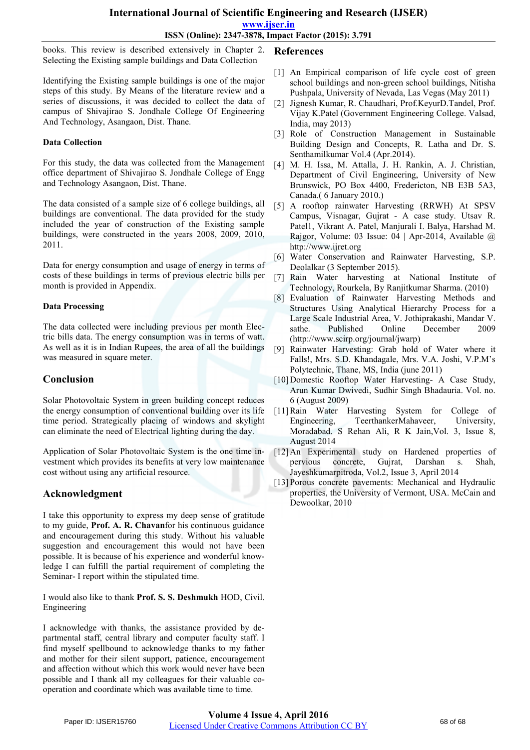books. This review is described extensively in Chapter 2. Selecting the Existing sample buildings and Data Collection

Identifying the Existing sample buildings is one of the major steps of this study. By Means of the literature review and a series of discussions, it was decided to collect the data of campus of Shivajirao S. Jondhale College Of Engineering And Technology, Asangaon, Dist. Thane.

**Data Collection**

For this study, the data was collected from the Management office department of Shivajirao S. Jondhale College of Engg and Technology Asangaon, Dist. Thane.

The data consisted of a sample size of 6 college buildings, all buildings are conventional. The data provided for the study included the year of construction of the Existing sample buildings, were constructed in the years 2008, 2009, 2010, 2011.

Data for energy consumption and usage of energy in terms of costs of these buildings in terms of previous electric bills per month is provided in Appendix.

**Data Processing**

The data collected were including previous per month Electric bills data. The energy consumption was in terms of watt. As well as it is in Indian Rupees, the area of all the buildings was measured in square meter.

## Conclusion

Solar Photovoltaic System in green building concept reduces the energy consumption of conventional building over its life time period. Strategically placing of windows and skylight can eliminate the need of Electrical lighting during the day.

Application of Solar Photovoltaic System is the one time investment which provides its benefits at very low maintenance cost without using any artificial resource.

## Acknowledgment

I take this opportunity to express my deep sense of gratitude to my guide, **Prof. A. R. Chavan**for his continuous guidance and encouragement during this study. Without his valuable suggestion and encouragement this would not have been possible. It is because of his experience and wonderful knowledge I can fulfill the partial requirement of completing the Seminar- I report within the stipulated time.

I would also like to thank **Prof. S. S. Deshmukh** HOD, Civil. Engineering

I acknowledge with thanks, the assistance provided by departmental staff, central library and computer faculty staff. I find myself spellbound to acknowledge thanks to my father and mother for their silent support, patience, encouragement and affection without which this work would never have been possible and I thank all my colleagues for their valuable cooperation and coordinate which was available time to time.

## References

[1] An Empirical comparison of life cycle cost of green school buildings and non-green school buildings, Nitisha Pushpala, University of Nevada, Las Vegas (May 2011)

[2] Jignesh Kumar, R. Chaudhari, Prof.KeyurD.Tandel, Prof. Vijay K.Patel (Government Engineering College. Valsad, India, may 2013)

[3] Role of Construction Management in Sustainable Building Design and Concepts, R. Latha and Dr. S. Senthamilkumar Vol.4 (Apr.2014).

[4] M. H. Issa, M. Attalla, J. H. Rankin, A. J. Christian, Department of Civil Engineering, University of New Brunswick, PO Box 4400, Fredericton, NB E3B 5A3, Canada.( 6 January 2010.)

[5] A rooftop rainwater Harvesting (RRWH) At SPSV Campus, Visnagar, Gujrat - A case study. Utsav R. Patel1, Vikrant A. Patel, Manjurali I. Balya, Harshad M. Rajgor, Volume: 03 Issue: 04 | Apr-2014, Available @ http://www.ijret.org

[6] Water Conservation and Rainwater Harvesting, S.P. Deolalkar (3 September 2015).

[7] Rain Water harvesting at National Institute of Technology, Rourkela, By Ranjitkumar Sharma. (2010)

[8] Evaluation of Rainwater Harvesting Methods and Structures Using Analytical Hierarchy Process for a Large Scale Industrial Area, V. Jothiprakashi, Mandar V. sathe. Published Online December 2009 (http://www.scirp.org/journal/jwarp)

[9] Rainwater Harvesting: Grab hold of Water where it Falls!, Mrs. S.D. Khandagale, Mrs. V.A. Joshi, V.P.M's Polytechnic, Thane, MS, India (june 2011)

[10] Domestic Rooftop Water Harvesting- A Case Study, Arun Kumar Dwivedi, Sudhir Singh Bhadauria. Vol. no. 6 (August 2009)

[11] Rain Water Harvesting System for College of Engineering, TeerthankerMahaveer, University, Moradabad. S Rehan Ali, R K Jain,Vol. 3, Issue 8, August 2014

[12] An Experimental study on Hardened properties of pervious concrete, Gujrat, Darshan s. Shah, Jayeshkumarpitroda, Vol.2, Issue 3, April 2014

[13] Porous concrete pavements: Mechanical and Hydraulic properties, the University of Vermont, USA. McCain and Dewoolkar, 2010